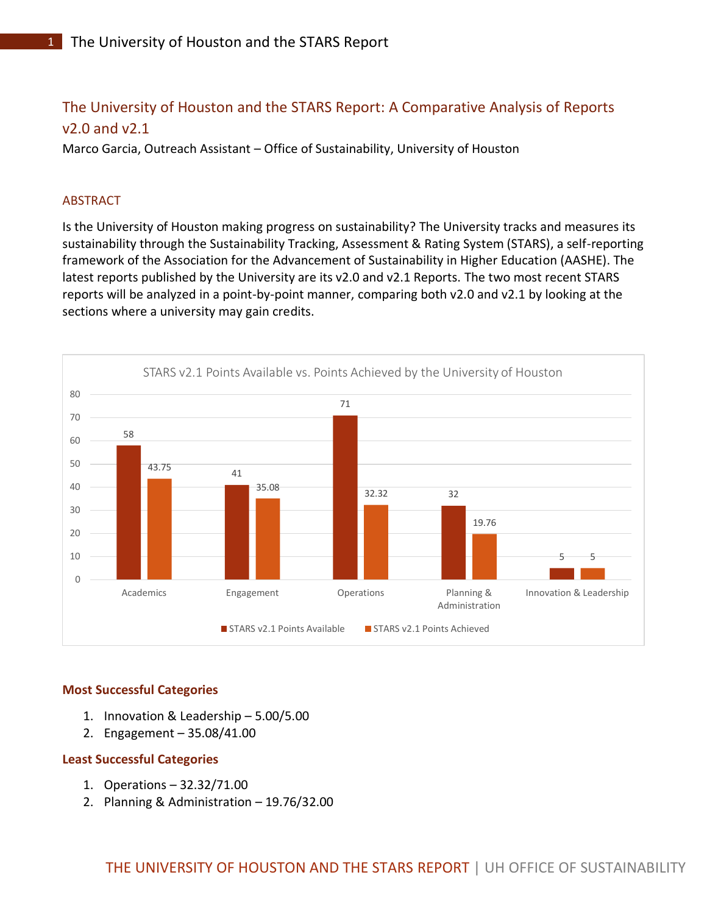# The University of Houston and the STARS Report: A Comparative Analysis of Reports v2.0 and v2.1

Marco Garcia, Outreach Assistant – Office of Sustainability, University of Houston

## ABSTRACT

Is the University of Houston making progress on sustainability? The University tracks and measures its sustainability through the Sustainability Tracking, Assessment & Rating System (STARS), a self-reporting framework of the Association for the Advancement of Sustainability in Higher Education (AASHE). The latest reports published by the University are its v2.0 and v2.1 Reports. The two most recent STARS reports will be analyzed in a point-by-point manner, comparing both v2.0 and v2.1 by looking at the sections where a university may gain credits.

STARS v2.1 Points Available vs. Points Achieved by the University of Houston

| Category | STARS v2.1 Points Available | STARS v2.1 Points Achieved |
| --- | --- | --- |
| Academics | 58 | 43.75 |
| Engagement | 41 | 35.08 |
| Operations | 71 | 32.32 |
| Planning & Administration | 32 | 19.76 |
| Innovation & Leadership | 5 | 5 |

### Most Successful Categories

1. Innovation & Leadership – 5.00/5.00
2. Engagement – 35.08/41.00

### Least Successful Categories

1. Operations – 32.32/71.00
2. Planning & Administration – 19.76/32.00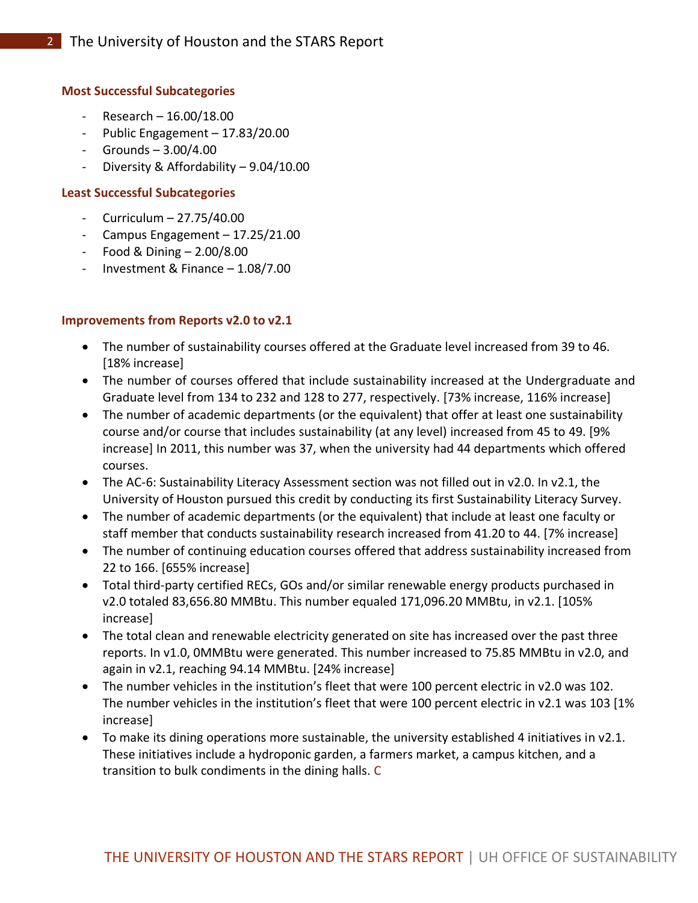### Most Successful Subcategories

- Research – 16.00/18.00
- Public Engagement – 17.83/20.00
- Grounds – 3.00/4.00
- Diversity & Affordability – 9.04/10.00

### Least Successful Subcategories

- Curriculum – 27.75/40.00
- Campus Engagement – 17.25/21.00
- Food & Dining – 2.00/8.00
- Investment & Finance – 1.08/7.00

### Improvements from Reports v2.0 to v2.1

- The number of sustainability courses offered at the Graduate level increased from 39 to 46. [18% increase]
- The number of courses offered that include sustainability increased at the Undergraduate and Graduate level from 134 to 232 and 128 to 277, respectively. [73% increase, 116% increase]
- The number of academic departments (or the equivalent) that offer at least one sustainability course and/or course that includes sustainability (at any level) increased from 45 to 49. [9% increase] In 2011, this number was 37, when the university had 44 departments which offered courses.
- The AC-6: Sustainability Literacy Assessment section was not filled out in v2.0. In v2.1, the University of Houston pursued this credit by conducting its first Sustainability Literacy Survey.
- The number of academic departments (or the equivalent) that include at least one faculty or staff member that conducts sustainability research increased from 41.20 to 44. [7% increase]
- The number of continuing education courses offered that address sustainability increased from 22 to 166. [655% increase]
- Total third-party certified RECs, GOs and/or similar renewable energy products purchased in v2.0 totaled 83,656.80 MMBtu. This number equaled 171,096.20 MMBtu, in v2.1. [105% increase]
- The total clean and renewable electricity generated on site has increased over the past three reports. In v1.0, 0MMBtu were generated. This number increased to 75.85 MMBtu in v2.0, and again in v2.1, reaching 94.14 MMBtu. [24% increase]
- The number vehicles in the institution's fleet that were 100 percent electric in v2.0 was 102. The number vehicles in the institution's fleet that were 100 percent electric in v2.1 was 103 [1% increase]
- To make its dining operations more sustainable, the university established 4 initiatives in v2.1. These initiatives include a hydroponic garden, a farmers market, a campus kitchen, and a transition to bulk condiments in the dining halls. C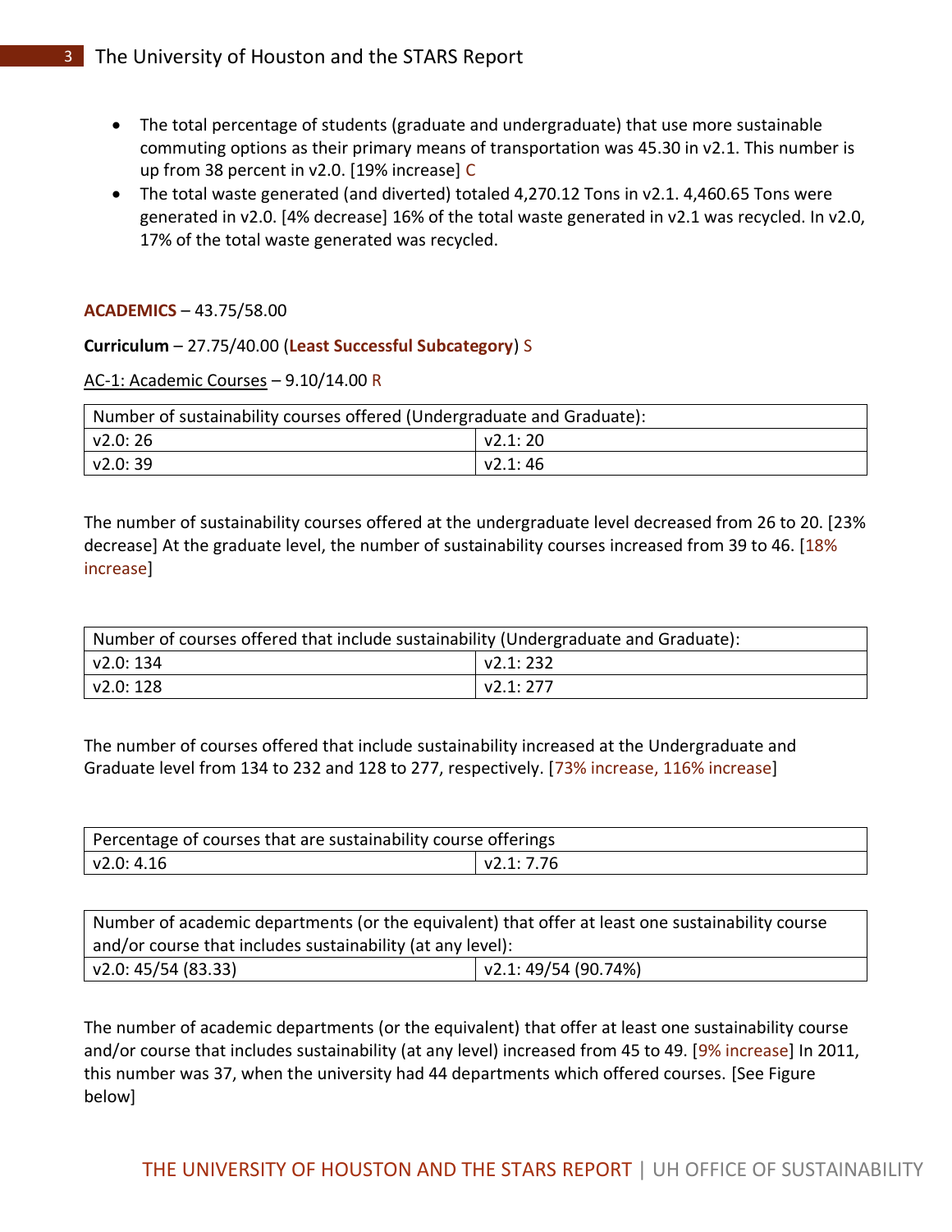- The total percentage of students (graduate and undergraduate) that use more sustainable commuting options as their primary means of transportation was 45.30 in v2.1. This number is up from 38 percent in v2.0. [19% increase] C
- The total waste generated (and diverted) totaled 4,270.12 Tons in v2.1. 4,460.65 Tons were generated in v2.0. [4% decrease] 16% of the total waste generated in v2.1 was recycled. In v2.0, 17% of the total waste generated was recycled.

**ACADEMICS** – 43.75/58.00

**Curriculum** – 27.75/40.00 (**Least Successful Subcategory**) S

AC-1: Academic Courses – 9.10/14.00 R

| Number of sustainability courses offered (Undergraduate and Graduate): | |
|---|---|
| v2.0: 26 | v2.1: 20 |
| v2.0: 39 | v2.1: 46 |

The number of sustainability courses offered at the undergraduate level decreased from 26 to 20. [23% decrease] At the graduate level, the number of sustainability courses increased from 39 to 46. [18% increase]

| Number of courses offered that include sustainability (Undergraduate and Graduate): | |
|---|---|
| v2.0: 134 | v2.1: 232 |
| v2.0: 128 | v2.1: 277 |

The number of courses offered that include sustainability increased at the Undergraduate and Graduate level from 134 to 232 and 128 to 277, respectively. [73% increase, 116% increase]

| Percentage of courses that are sustainability course offerings | |
|---|---|
| v2.0: 4.16 | v2.1: 7.76 |

| Number of academic departments (or the equivalent) that offer at least one sustainability course and/or course that includes sustainability (at any level): | |
|---|---|
| v2.0: 45/54 (83.33) | v2.1: 49/54 (90.74%) |

The number of academic departments (or the equivalent) that offer at least one sustainability course and/or course that includes sustainability (at any level) increased from 45 to 49. [9% increase] In 2011, this number was 37, when the university had 44 departments which offered courses. [See Figure below]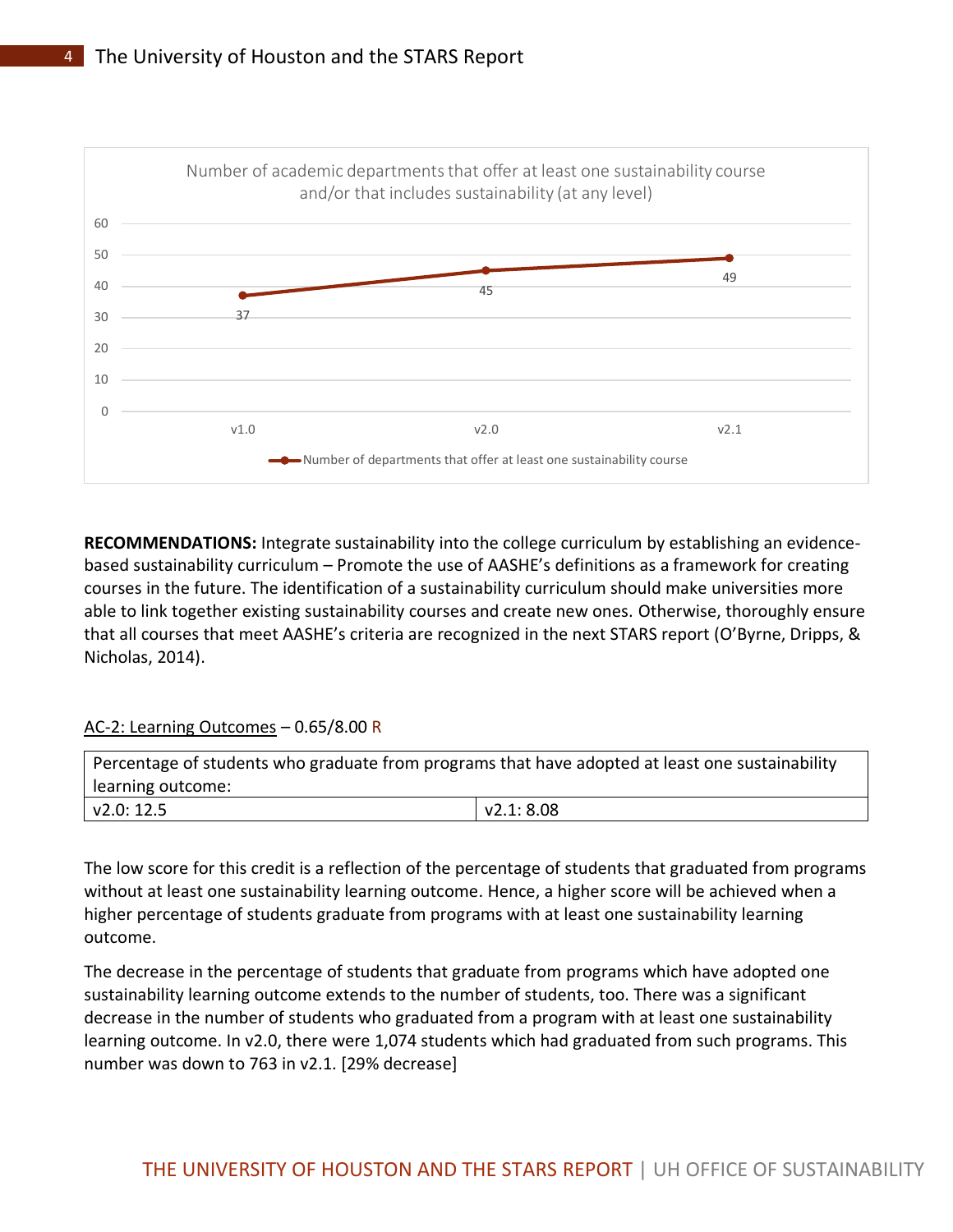Number of academic departments that offer at least one sustainability course and/or that includes sustainability (at any level)

| | v1.0 | v2.0 | v2.1 |
|---|---|---|---|
| Number of departments that offer at least one sustainability course | 37 | 45 | 49 |

**RECOMMENDATIONS:** Integrate sustainability into the college curriculum by establishing an evidence-based sustainability curriculum – Promote the use of AASHE's definitions as a framework for creating courses in the future. The identification of a sustainability curriculum should make universities more able to link together existing sustainability courses and create new ones. Otherwise, thoroughly ensure that all courses that meet AASHE's criteria are recognized in the next STARS report (O'Byrne, Dripps, & Nicholas, 2014).

<u>AC-2: Learning Outcomes</u> – 0.65/8.00 R

| Percentage of students who graduate from programs that have adopted at least one sustainability learning outcome: | |
|---|---|
| v2.0: 12.5 | v2.1: 8.08 |

The low score for this credit is a reflection of the percentage of students that graduated from programs without at least one sustainability learning outcome. Hence, a higher score will be achieved when a higher percentage of students graduate from programs with at least one sustainability learning outcome.

The decrease in the percentage of students that graduate from programs which have adopted one sustainability learning outcome extends to the number of students, too. There was a significant decrease in the number of students who graduated from a program with at least one sustainability learning outcome. In v2.0, there were 1,074 students which had graduated from such programs. This number was down to 763 in v2.1. [29% decrease]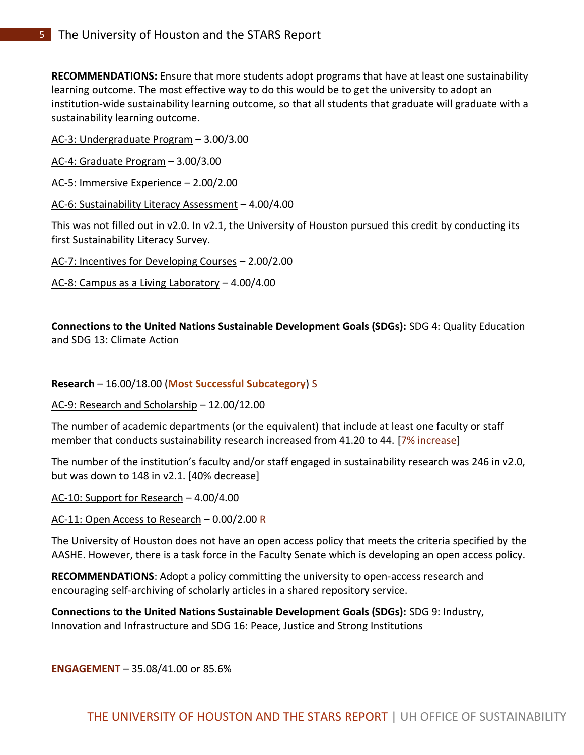**RECOMMENDATIONS:** Ensure that more students adopt programs that have at least one sustainability learning outcome. The most effective way to do this would be to get the university to adopt an institution-wide sustainability learning outcome, so that all students that graduate will graduate with a sustainability learning outcome.

AC-3: Undergraduate Program – 3.00/3.00

AC-4: Graduate Program – 3.00/3.00

AC-5: Immersive Experience – 2.00/2.00

AC-6: Sustainability Literacy Assessment – 4.00/4.00

This was not filled out in v2.0. In v2.1, the University of Houston pursued this credit by conducting its first Sustainability Literacy Survey.

AC-7: Incentives for Developing Courses – 2.00/2.00

AC-8: Campus as a Living Laboratory – 4.00/4.00

**Connections to the United Nations Sustainable Development Goals (SDGs):** SDG 4: Quality Education and SDG 13: Climate Action

**Research** – 16.00/18.00 (**Most Successful Subcategory**) S

AC-9: Research and Scholarship – 12.00/12.00

The number of academic departments (or the equivalent) that include at least one faculty or staff member that conducts sustainability research increased from 41.20 to 44. [7% increase]

The number of the institution's faculty and/or staff engaged in sustainability research was 246 in v2.0, but was down to 148 in v2.1. [40% decrease]

AC-10: Support for Research – 4.00/4.00

AC-11: Open Access to Research – 0.00/2.00 R

The University of Houston does not have an open access policy that meets the criteria specified by the AASHE. However, there is a task force in the Faculty Senate which is developing an open access policy.

**RECOMMENDATIONS**: Adopt a policy committing the university to open-access research and encouraging self-archiving of scholarly articles in a shared repository service.

**Connections to the United Nations Sustainable Development Goals (SDGs):** SDG 9: Industry, Innovation and Infrastructure and SDG 16: Peace, Justice and Strong Institutions

**ENGAGEMENT** – 35.08/41.00 or 85.6%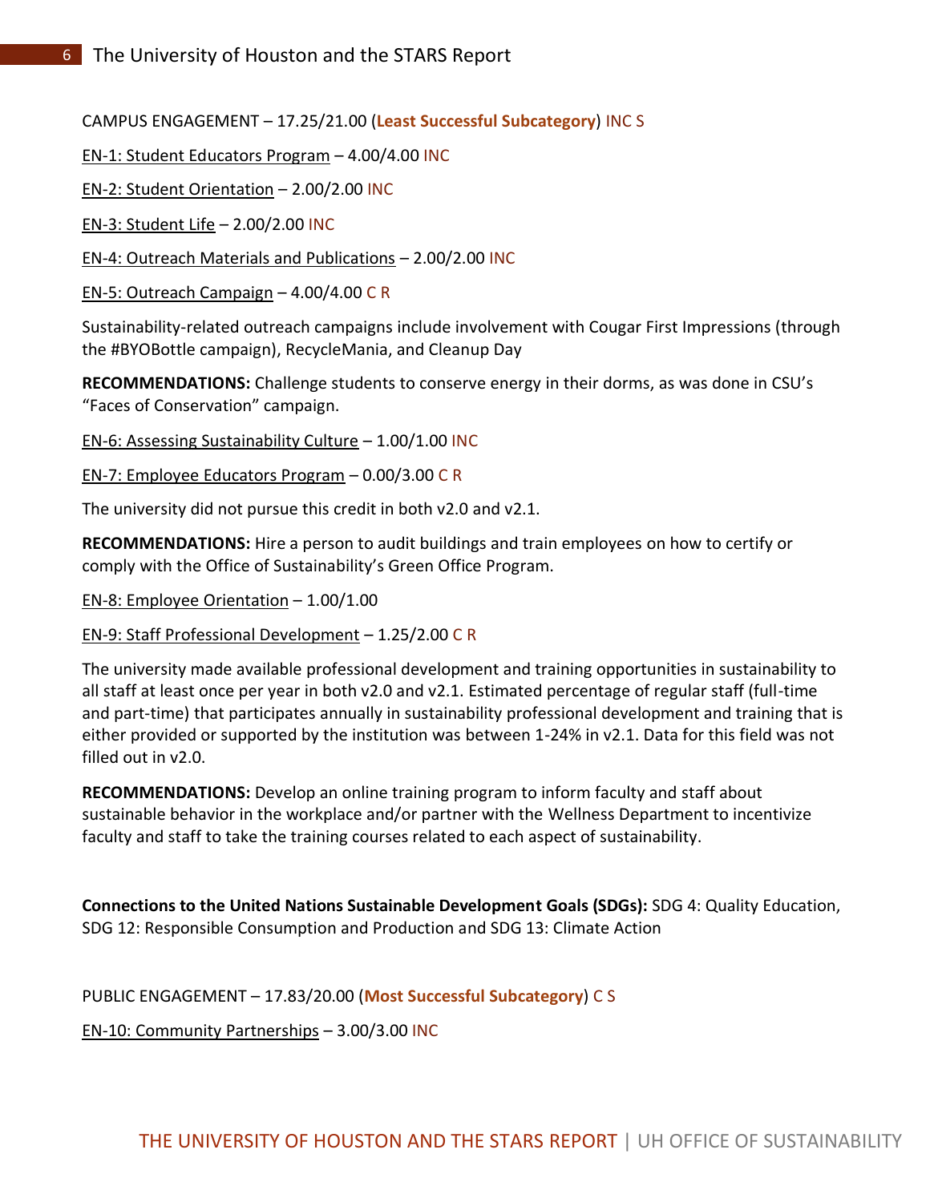CAMPUS ENGAGEMENT – 17.25/21.00 (**Least Successful Subcategory**) INC S

EN-1: Student Educators Program – 4.00/4.00 INC

EN-2: Student Orientation – 2.00/2.00 INC

EN-3: Student Life – 2.00/2.00 INC

EN-4: Outreach Materials and Publications – 2.00/2.00 INC

EN-5: Outreach Campaign – 4.00/4.00 C R

Sustainability-related outreach campaigns include involvement with Cougar First Impressions (through the #BYOBottle campaign), RecycleMania, and Cleanup Day

**RECOMMENDATIONS:** Challenge students to conserve energy in their dorms, as was done in CSU's "Faces of Conservation" campaign.

EN-6: Assessing Sustainability Culture – 1.00/1.00 INC

EN-7: Employee Educators Program – 0.00/3.00 C R

The university did not pursue this credit in both v2.0 and v2.1.

**RECOMMENDATIONS:** Hire a person to audit buildings and train employees on how to certify or comply with the Office of Sustainability's Green Office Program.

EN-8: Employee Orientation – 1.00/1.00

EN-9: Staff Professional Development – 1.25/2.00 C R

The university made available professional development and training opportunities in sustainability to all staff at least once per year in both v2.0 and v2.1. Estimated percentage of regular staff (full-time and part-time) that participates annually in sustainability professional development and training that is either provided or supported by the institution was between 1-24% in v2.1. Data for this field was not filled out in v2.0.

**RECOMMENDATIONS:** Develop an online training program to inform faculty and staff about sustainable behavior in the workplace and/or partner with the Wellness Department to incentivize faculty and staff to take the training courses related to each aspect of sustainability.

**Connections to the United Nations Sustainable Development Goals (SDGs):** SDG 4: Quality Education, SDG 12: Responsible Consumption and Production and SDG 13: Climate Action

PUBLIC ENGAGEMENT – 17.83/20.00 (**Most Successful Subcategory**) C S

EN-10: Community Partnerships – 3.00/3.00 INC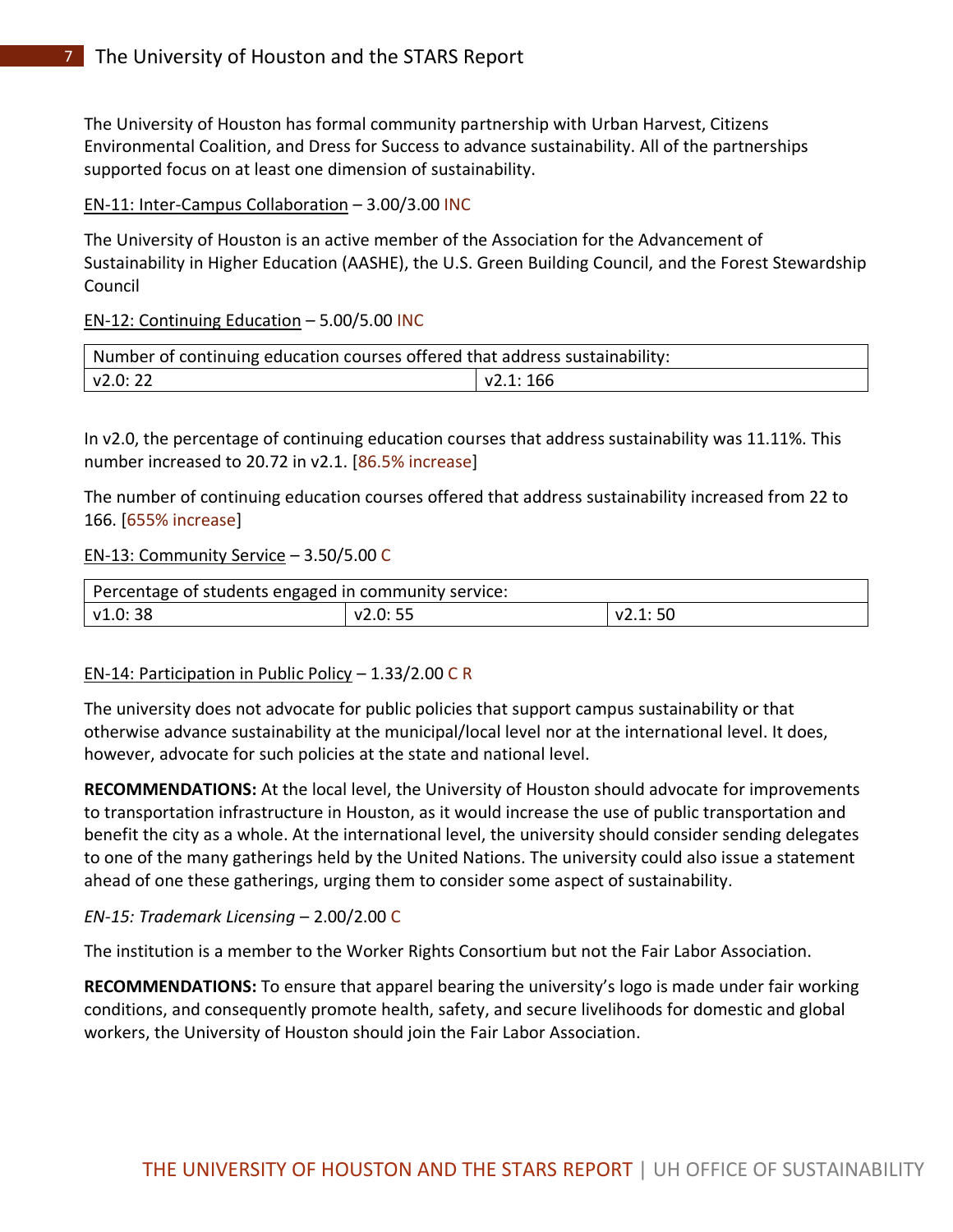The University of Houston has formal community partnership with Urban Harvest, Citizens Environmental Coalition, and Dress for Success to advance sustainability. All of the partnerships supported focus on at least one dimension of sustainability.

EN-11: Inter-Campus Collaboration – 3.00/3.00 INC

The University of Houston is an active member of the Association for the Advancement of Sustainability in Higher Education (AASHE), the U.S. Green Building Council, and the Forest Stewardship Council

EN-12: Continuing Education – 5.00/5.00 INC

| Number of continuing education courses offered that address sustainability: | |
|---|---|
| v2.0: 22 | v2.1: 166 |

In v2.0, the percentage of continuing education courses that address sustainability was 11.11%. This number increased to 20.72 in v2.1. [86.5% increase]

The number of continuing education courses offered that address sustainability increased from 22 to 166. [655% increase]

EN-13: Community Service – 3.50/5.00 C

| Percentage of students engaged in community service: | | |
|---|---|---|
| v1.0: 38 | v2.0: 55 | v2.1: 50 |

EN-14: Participation in Public Policy – 1.33/2.00 C R

The university does not advocate for public policies that support campus sustainability or that otherwise advance sustainability at the municipal/local level nor at the international level. It does, however, advocate for such policies at the state and national level.

**RECOMMENDATIONS:** At the local level, the University of Houston should advocate for improvements to transportation infrastructure in Houston, as it would increase the use of public transportation and benefit the city as a whole. At the international level, the university should consider sending delegates to one of the many gatherings held by the United Nations. The university could also issue a statement ahead of one these gatherings, urging them to consider some aspect of sustainability.

*EN-15: Trademark Licensing* – 2.00/2.00 C

The institution is a member to the Worker Rights Consortium but not the Fair Labor Association.

**RECOMMENDATIONS:** To ensure that apparel bearing the university's logo is made under fair working conditions, and consequently promote health, safety, and secure livelihoods for domestic and global workers, the University of Houston should join the Fair Labor Association.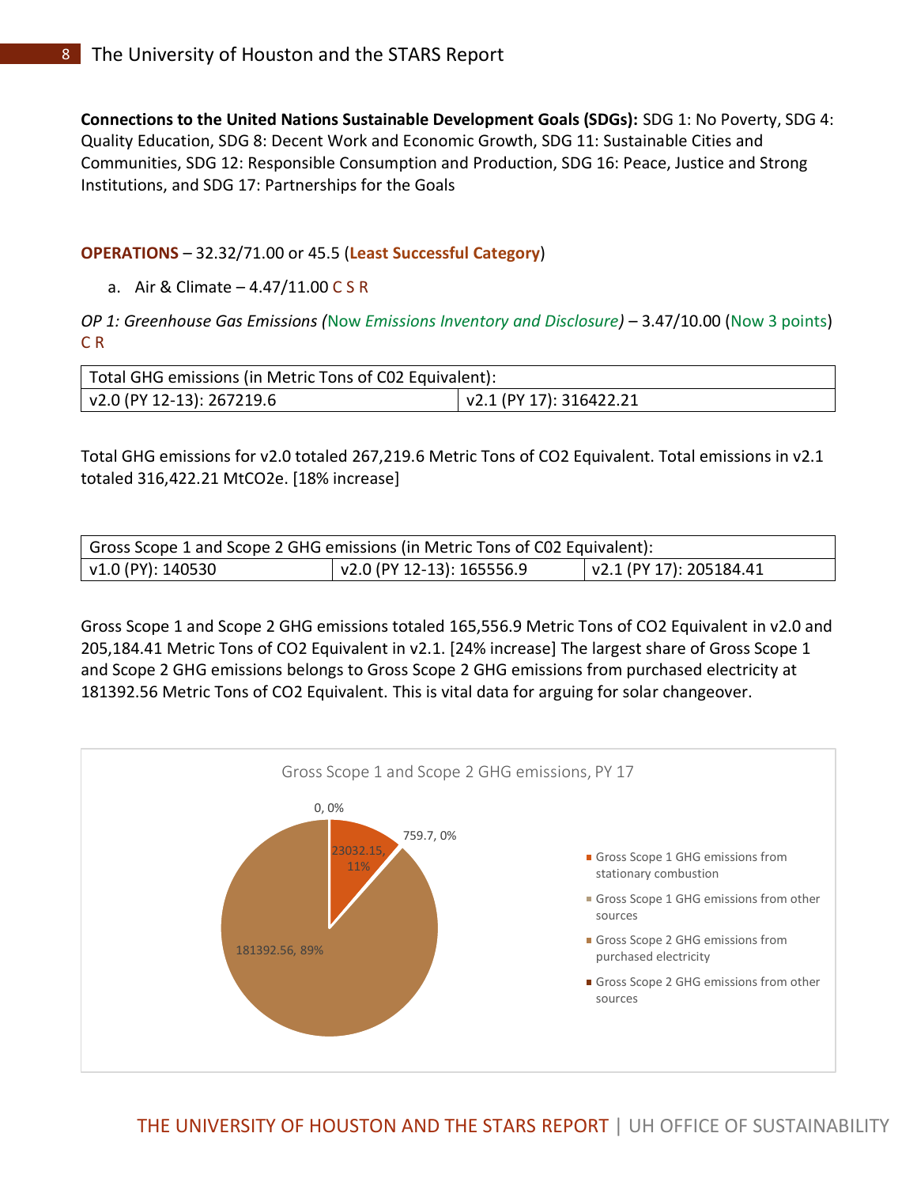**Connections to the United Nations Sustainable Development Goals (SDGs):** SDG 1: No Poverty, SDG 4: Quality Education, SDG 8: Decent Work and Economic Growth, SDG 11: Sustainable Cities and Communities, SDG 12: Responsible Consumption and Production, SDG 16: Peace, Justice and Strong Institutions, and SDG 17: Partnerships for the Goals

**OPERATIONS** – 32.32/71.00 or 45.5 (**Least Successful Category**)

a. Air & Climate – 4.47/11.00 C S R

*OP 1: Greenhouse Gas Emissions (Now Emissions Inventory and Disclosure)* – 3.47/10.00 (Now 3 points) C R

| Total GHG emissions (in Metric Tons of C02 Equivalent): | |
|---|---|
| v2.0 (PY 12-13): 267219.6 | v2.1 (PY 17): 316422.21 |

Total GHG emissions for v2.0 totaled 267,219.6 Metric Tons of CO2 Equivalent. Total emissions in v2.1 totaled 316,422.21 MtCO2e. [18% increase]

| Gross Scope 1 and Scope 2 GHG emissions (in Metric Tons of C02 Equivalent): | | |
|---|---|---|
| v1.0 (PY): 140530 | v2.0 (PY 12-13): 165556.9 | v2.1 (PY 17): 205184.41 |

Gross Scope 1 and Scope 2 GHG emissions totaled 165,556.9 Metric Tons of CO2 Equivalent in v2.0 and 205,184.41 Metric Tons of CO2 Equivalent in v2.1. [24% increase] The largest share of Gross Scope 1 and Scope 2 GHG emissions belongs to Gross Scope 2 GHG emissions from purchased electricity at 181392.56 Metric Tons of CO2 Equivalent. This is vital data for arguing for solar changeover.

Gross Scope 1 and Scope 2 GHG emissions, PY 17

| Source | Value, % |
|---|---|
| Gross Scope 1 GHG emissions from stationary combustion | 23032.15, 11% |
| Gross Scope 1 GHG emissions from other sources | 759.7, 0% |
| Gross Scope 2 GHG emissions from purchased electricity | 181392.56, 89% |
| Gross Scope 2 GHG emissions from other sources | 0, 0% |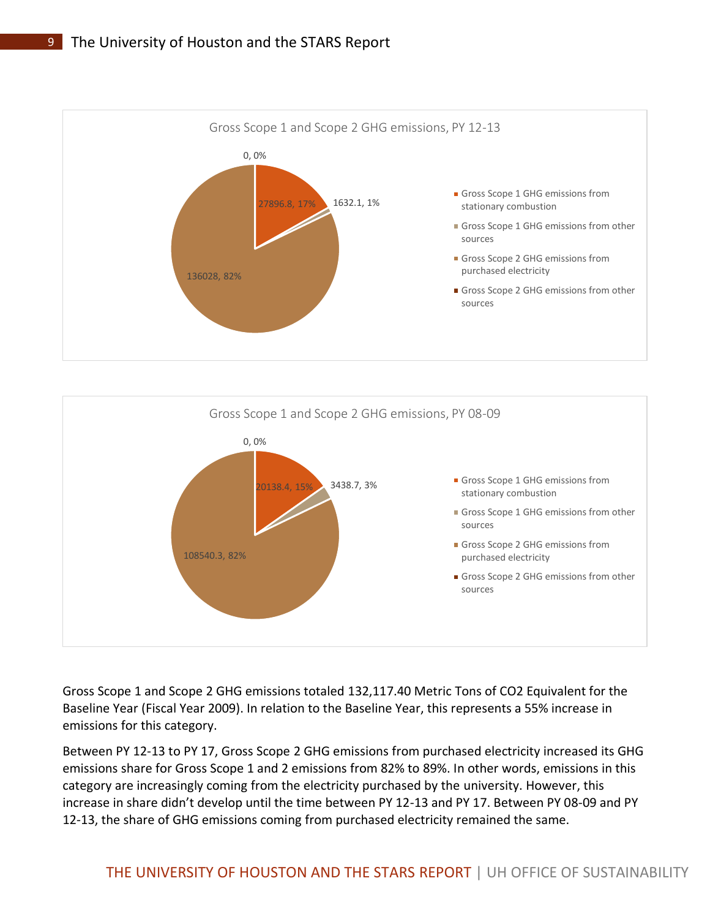Gross Scope 1 and Scope 2 GHG emissions, PY 12-13

| Category | Value | Share |
|---|---|---|
| Gross Scope 1 GHG emissions from stationary combustion | 27896.8 | 17% |
| Gross Scope 1 GHG emissions from other sources | 1632.1 | 1% |
| Gross Scope 2 GHG emissions from purchased electricity | 136028 | 82% |
| Gross Scope 2 GHG emissions from other sources | 0 | 0% |

Gross Scope 1 and Scope 2 GHG emissions, PY 08-09

| Category | Value | Share |
|---|---|---|
| Gross Scope 1 GHG emissions from stationary combustion | 20138.4 | 15% |
| Gross Scope 1 GHG emissions from other sources | 3438.7 | 3% |
| Gross Scope 2 GHG emissions from purchased electricity | 108540.3 | 82% |
| Gross Scope 2 GHG emissions from other sources | 0 | 0% |

Gross Scope 1 and Scope 2 GHG emissions totaled 132,117.40 Metric Tons of CO2 Equivalent for the Baseline Year (Fiscal Year 2009). In relation to the Baseline Year, this represents a 55% increase in emissions for this category.

Between PY 12-13 to PY 17, Gross Scope 2 GHG emissions from purchased electricity increased its GHG emissions share for Gross Scope 1 and 2 emissions from 82% to 89%. In other words, emissions in this category are increasingly coming from the electricity purchased by the university. However, this increase in share didn't develop until the time between PY 12-13 and PY 17. Between PY 08-09 and PY 12-13, the share of GHG emissions coming from purchased electricity remained the same.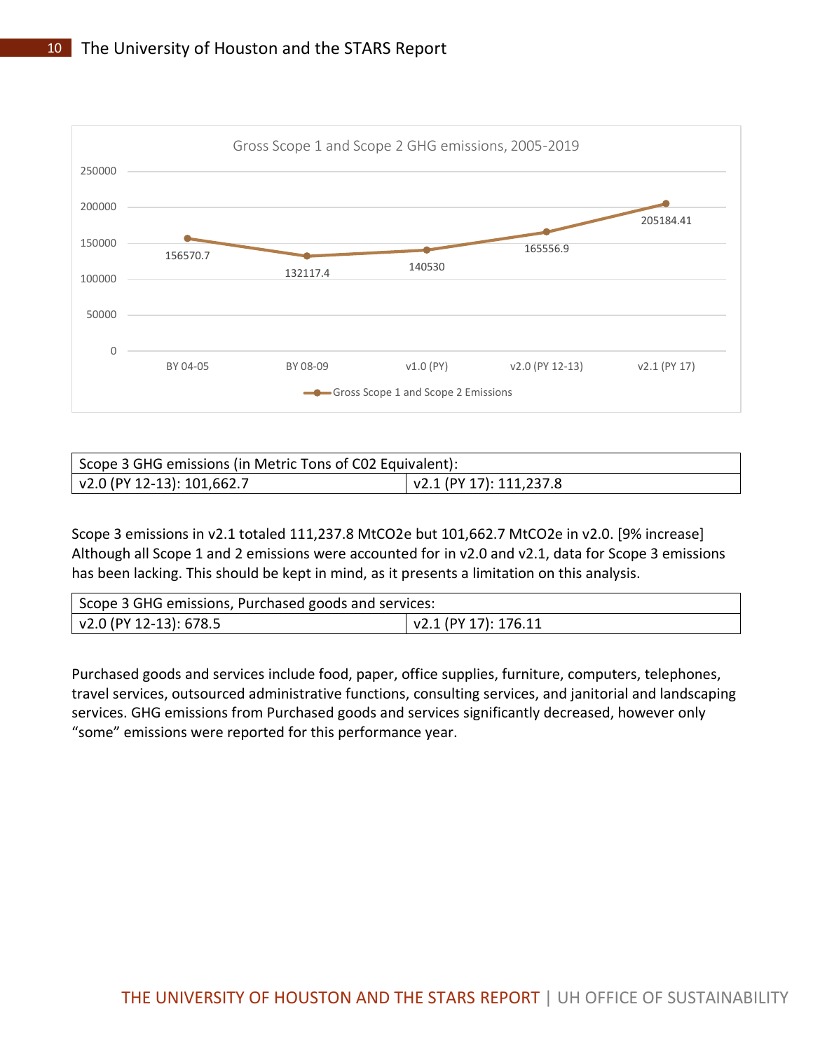Gross Scope 1 and Scope 2 GHG emissions, 2005-2019

| | BY 04-05 | BY 08-09 | v1.0 (PY) | v2.0 (PY 12-13) | v2.1 (PY 17) |
|---|---|---|---|---|---|
| Gross Scope 1 and Scope 2 Emissions | 156570.7 | 132117.4 | 140530 | 165556.9 | 205184.41 |

| Scope 3 GHG emissions (in Metric Tons of C02 Equivalent): | |
|---|---|
| v2.0 (PY 12-13): 101,662.7 | v2.1 (PY 17): 111,237.8 |

Scope 3 emissions in v2.1 totaled 111,237.8 MtCO2e but 101,662.7 MtCO2e in v2.0. [9% increase] Although all Scope 1 and 2 emissions were accounted for in v2.0 and v2.1, data for Scope 3 emissions has been lacking. This should be kept in mind, as it presents a limitation on this analysis.

| Scope 3 GHG emissions, Purchased goods and services: | |
|---|---|
| v2.0 (PY 12-13): 678.5 | v2.1 (PY 17): 176.11 |

Purchased goods and services include food, paper, office supplies, furniture, computers, telephones, travel services, outsourced administrative functions, consulting services, and janitorial and landscaping services. GHG emissions from Purchased goods and services significantly decreased, however only "some" emissions were reported for this performance year.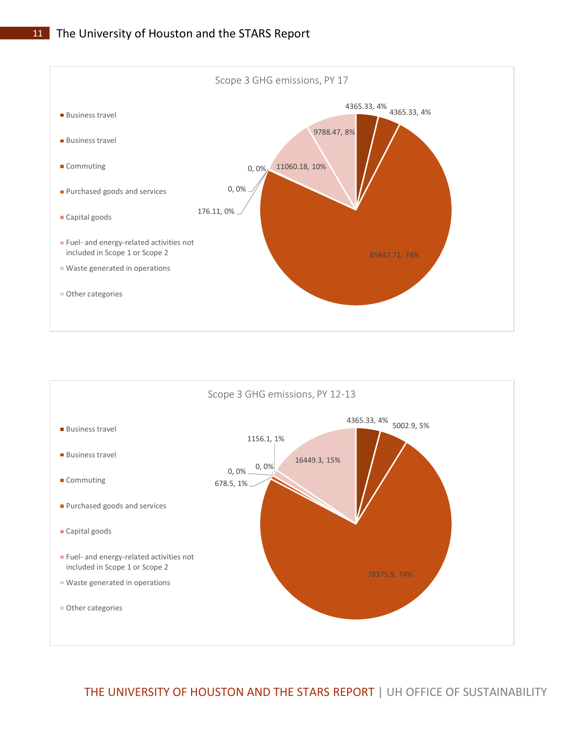Scope 3 GHG emissions, PY 17

- Business travel
- Business travel
- Commuting
- Purchased goods and services
- Capital goods
- Fuel- and energy-related activities not included in Scope 1 or Scope 2
- Waste generated in operations
- Other categories

4365.33, 4%; 4365.33, 4%; 85847.71, 74%; 176.11, 0%; 0, 0%; 0, 0%; 11060.18, 10%; 9788.47, 8%

Scope 3 GHG emissions, PY 12-13

- Business travel
- Business travel
- Commuting
- Purchased goods and services
- Capital goods
- Fuel- and energy-related activities not included in Scope 1 or Scope 2
- Waste generated in operations
- Other categories

4365.33, 4%; 5002.9, 5%; 78375.9, 74%; 678.5, 1%; 0, 0%; 0, 0%; 1156.1, 1%; 16449.3, 15%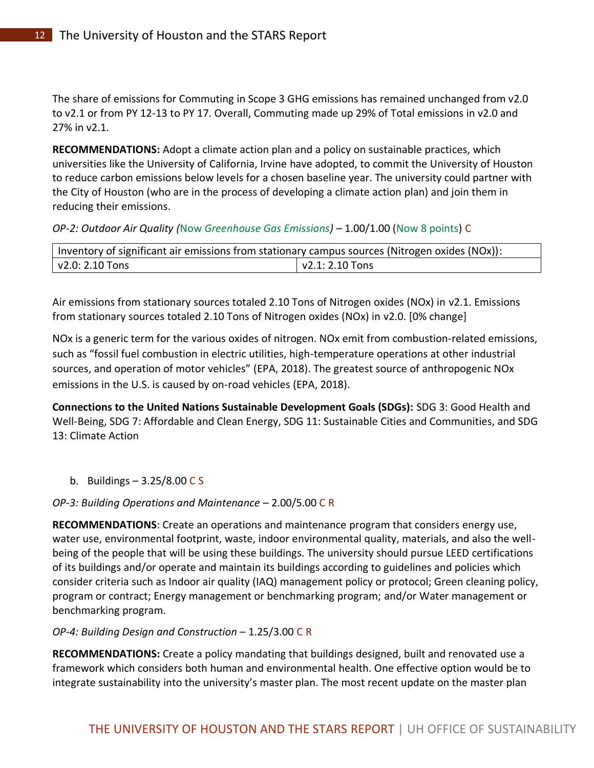The share of emissions for Commuting in Scope 3 GHG emissions has remained unchanged from v2.0 to v2.1 or from PY 12-13 to PY 17. Overall, Commuting made up 29% of Total emissions in v2.0 and 27% in v2.1.

**RECOMMENDATIONS:** Adopt a climate action plan and a policy on sustainable practices, which universities like the University of California, Irvine have adopted, to commit the University of Houston to reduce carbon emissions below levels for a chosen baseline year. The university could partner with the City of Houston (who are in the process of developing a climate action plan) and join them in reducing their emissions.

*OP-2: Outdoor Air Quality (*Now *Greenhouse Gas Emissions)* – 1.00/1.00 (Now 8 points) C

| Inventory of significant air emissions from stationary campus sources (Nitrogen oxides (NOx)): | |
|---|---|
| v2.0: 2.10 Tons | v2.1: 2.10 Tons |

Air emissions from stationary sources totaled 2.10 Tons of Nitrogen oxides (NOx) in v2.1. Emissions from stationary sources totaled 2.10 Tons of Nitrogen oxides (NOx) in v2.0. [0% change]

NOx is a generic term for the various oxides of nitrogen. NOx emit from combustion-related emissions, such as "fossil fuel combustion in electric utilities, high-temperature operations at other industrial sources, and operation of motor vehicles" (EPA, 2018). The greatest source of anthropogenic NOx emissions in the U.S. is caused by on-road vehicles (EPA, 2018).

**Connections to the United Nations Sustainable Development Goals (SDGs):** SDG 3: Good Health and Well-Being, SDG 7: Affordable and Clean Energy, SDG 11: Sustainable Cities and Communities, and SDG 13: Climate Action

b. Buildings – 3.25/8.00 C S

*OP-3: Building Operations and Maintenance* – 2.00/5.00 C R

**RECOMMENDATIONS**: Create an operations and maintenance program that considers energy use, water use, environmental footprint, waste, indoor environmental quality, materials, and also the well-being of the people that will be using these buildings. The university should pursue LEED certifications of its buildings and/or operate and maintain its buildings according to guidelines and policies which consider criteria such as Indoor air quality (IAQ) management policy or protocol; Green cleaning policy, program or contract; Energy management or benchmarking program; and/or Water management or benchmarking program.

*OP-4: Building Design and Construction* – 1.25/3.00 C R

**RECOMMENDATIONS:** Create a policy mandating that buildings designed, built and renovated use a framework which considers both human and environmental health. One effective option would be to integrate sustainability into the university's master plan. The most recent update on the master plan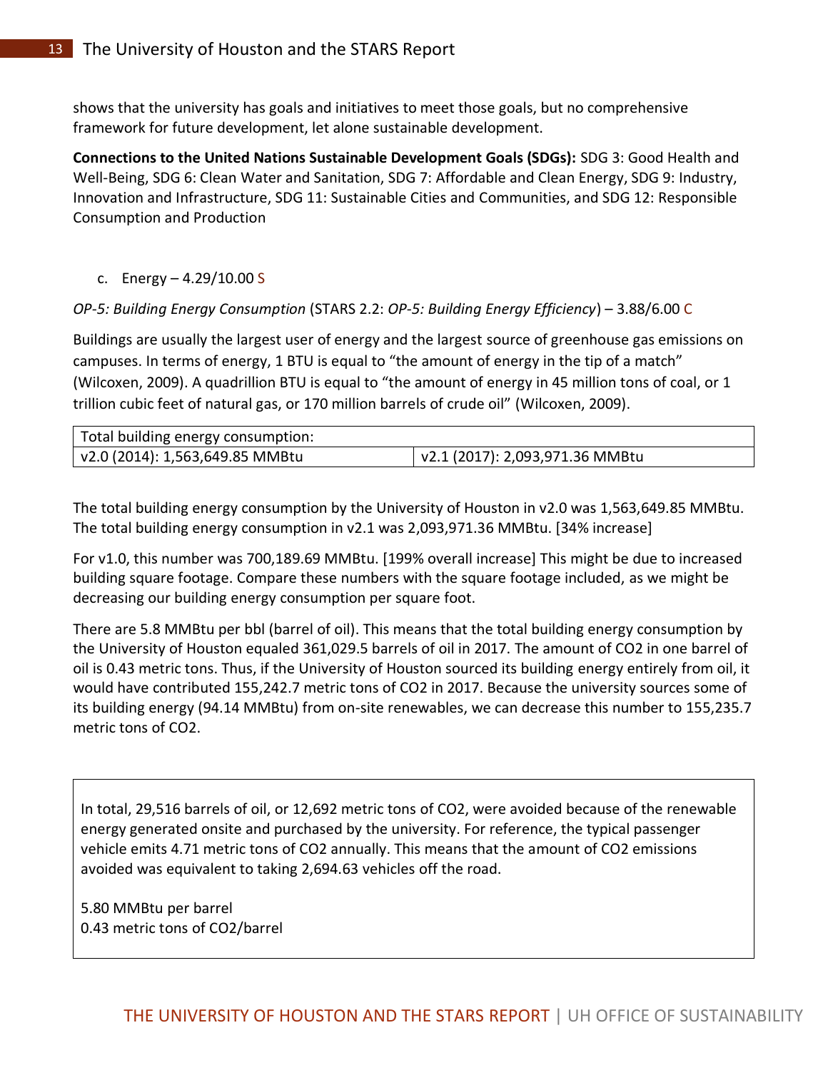shows that the university has goals and initiatives to meet those goals, but no comprehensive framework for future development, let alone sustainable development.

**Connections to the United Nations Sustainable Development Goals (SDGs):** SDG 3: Good Health and Well-Being, SDG 6: Clean Water and Sanitation, SDG 7: Affordable and Clean Energy, SDG 9: Industry, Innovation and Infrastructure, SDG 11: Sustainable Cities and Communities, and SDG 12: Responsible Consumption and Production

c. Energy – 4.29/10.00 S

*OP-5: Building Energy Consumption* (STARS 2.2: *OP-5: Building Energy Efficiency*) – 3.88/6.00 C

Buildings are usually the largest user of energy and the largest source of greenhouse gas emissions on campuses. In terms of energy, 1 BTU is equal to "the amount of energy in the tip of a match" (Wilcoxen, 2009). A quadrillion BTU is equal to "the amount of energy in 45 million tons of coal, or 1 trillion cubic feet of natural gas, or 170 million barrels of crude oil" (Wilcoxen, 2009).

| Total building energy consumption: | |
|---|---|
| v2.0 (2014): 1,563,649.85 MMBtu | v2.1 (2017): 2,093,971.36 MMBtu |

The total building energy consumption by the University of Houston in v2.0 was 1,563,649.85 MMBtu. The total building energy consumption in v2.1 was 2,093,971.36 MMBtu. [34% increase]

For v1.0, this number was 700,189.69 MMBtu. [199% overall increase] This might be due to increased building square footage. Compare these numbers with the square footage included, as we might be decreasing our building energy consumption per square foot.

There are 5.8 MMBtu per bbl (barrel of oil). This means that the total building energy consumption by the University of Houston equaled 361,029.5 barrels of oil in 2017. The amount of $CO_2$ in one barrel of oil is 0.43 metric tons. Thus, if the University of Houston sourced its building energy entirely from oil, it would have contributed 155,242.7 metric tons of $CO_2$ in 2017. Because the university sources some of its building energy (94.14 MMBtu) from on-site renewables, we can decrease this number to 155,235.7 metric tons of $CO_2$.

In total, 29,516 barrels of oil, or 12,692 metric tons of $CO_2$, were avoided because of the renewable energy generated onsite and purchased by the university. For reference, the typical passenger vehicle emits 4.71 metric tons of $CO_2$ annually. This means that the amount of $CO_2$ emissions avoided was equivalent to taking 2,694.63 vehicles off the road.

5.80 MMBtu per barrel
0.43 metric tons of $CO_2$/barrel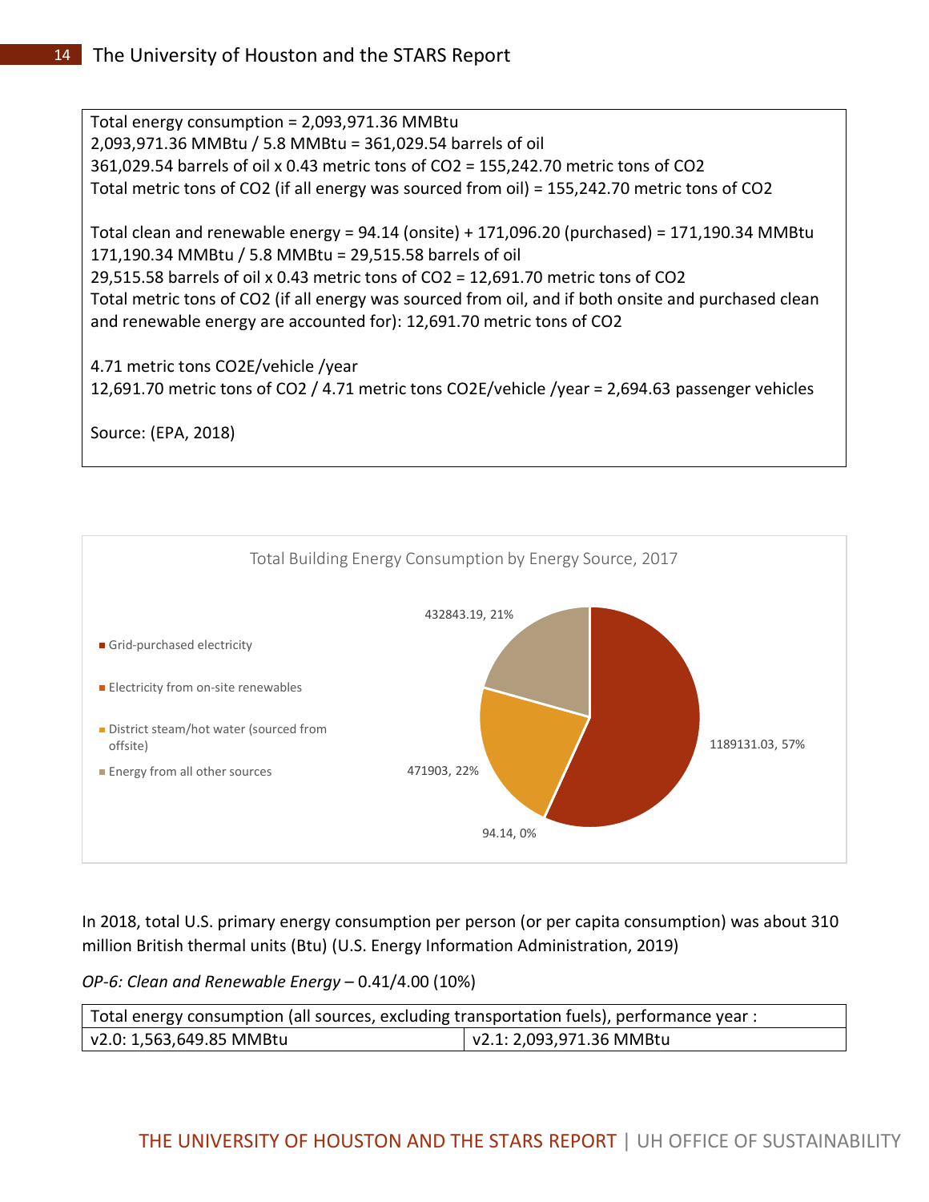Total energy consumption = 2,093,971.36 MMBtu
2,093,971.36 MMBtu / 5.8 MMBtu = 361,029.54 barrels of oil
361,029.54 barrels of oil x 0.43 metric tons of $CO_2$ = 155,242.70 metric tons of $CO_2$
Total metric tons of $CO_2$ (if all energy was sourced from oil) = 155,242.70 metric tons of $CO_2$

Total clean and renewable energy = 94.14 (onsite) + 171,096.20 (purchased) = 171,190.34 MMBtu
171,190.34 MMBtu / 5.8 MMBtu = 29,515.58 barrels of oil
29,515.58 barrels of oil x 0.43 metric tons of $CO_2$ = 12,691.70 metric tons of $CO_2$
Total metric tons of $CO_2$ (if all energy was sourced from oil, and if both onsite and purchased clean and renewable energy are accounted for): 12,691.70 metric tons of $CO_2$

4.71 metric tons $CO_2E$/vehicle /year
12,691.70 metric tons of $CO_2$ / 4.71 metric tons $CO_2E$/vehicle /year = 2,694.63 passenger vehicles

Source: (EPA, 2018)

Total Building Energy Consumption by Energy Source, 2017

| Energy Source | MMBtu | Share |
|---|---|---|
| Grid-purchased electricity | 1189131.03 | 57% |
| Electricity from on-site renewables | 94.14 | 0% |
| District steam/hot water (sourced from offsite) | 471903 | 22% |
| Energy from all other sources | 432843.19 | 21% |

In 2018, total U.S. primary energy consumption per person (or per capita consumption) was about 310 million British thermal units (Btu) (U.S. Energy Information Administration, 2019)

*OP-6: Clean and Renewable Energy* – 0.41/4.00 (10%)

| Total energy consumption (all sources, excluding transportation fuels), performance year : | |
|---|---|
| v2.0: 1,563,649.85 MMBtu | v2.1: 2,093,971.36 MMBtu |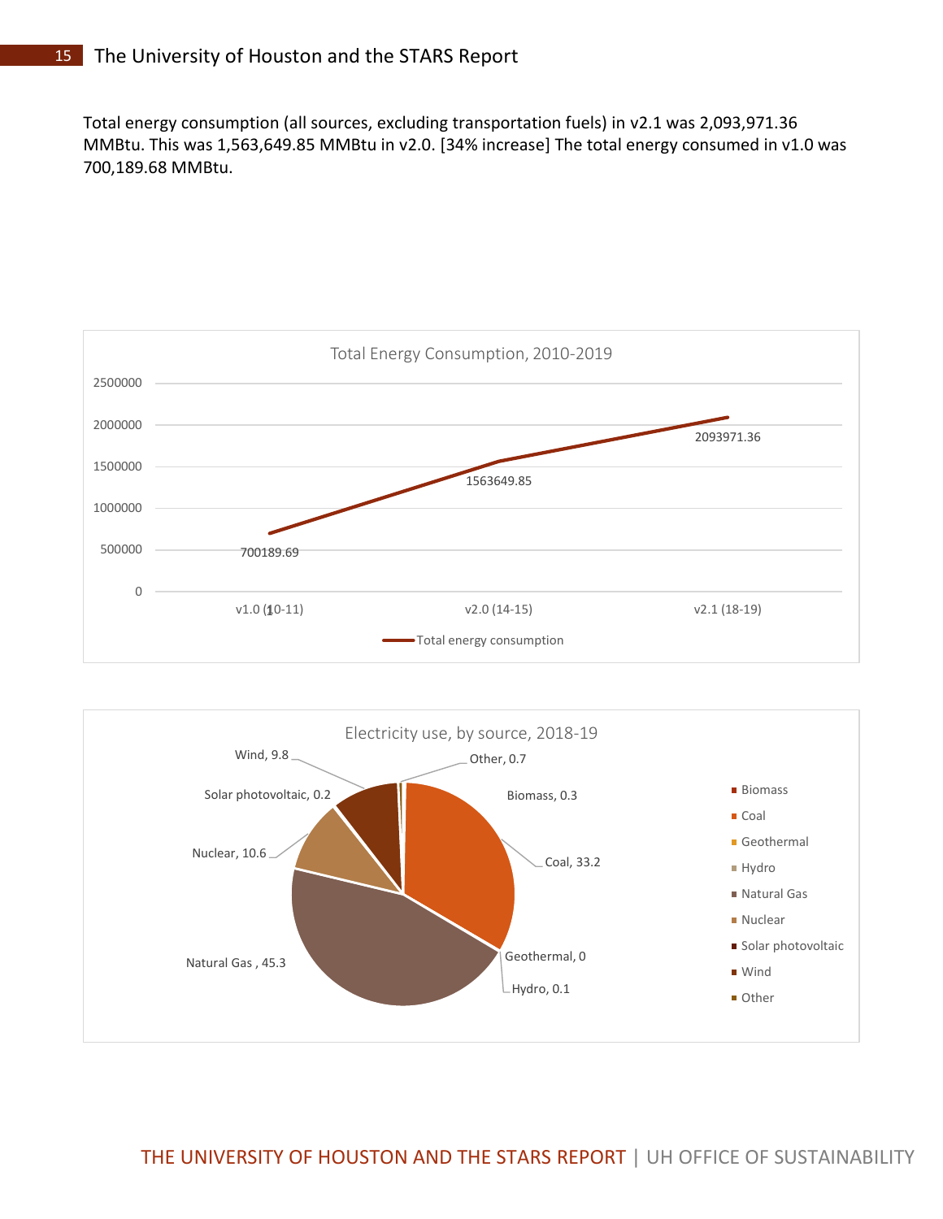Total energy consumption (all sources, excluding transportation fuels) in v2.1 was 2,093,971.36 MMBtu. This was 1,563,649.85 MMBtu in v2.0. [34% increase] The total energy consumed in v1.0 was 700,189.68 MMBtu.

**Total Energy Consumption, 2010-2019**

| Period | Total energy consumption |
| --- | --- |
| v1.0 (10-11) | 700189.69 |
| v2.0 (14-15) | 1563649.85 |
| v2.1 (18-19) | 2093971.36 |

**Electricity use, by source, 2018-19**

| Source | Value |
| --- | --- |
| Biomass | 0.3 |
| Coal | 33.2 |
| Geothermal | 0 |
| Hydro | 0.1 |
| Natural Gas | 45.3 |
| Nuclear | 10.6 |
| Solar photovoltaic | 0.2 |
| Wind | 9.8 |
| Other | 0.7 |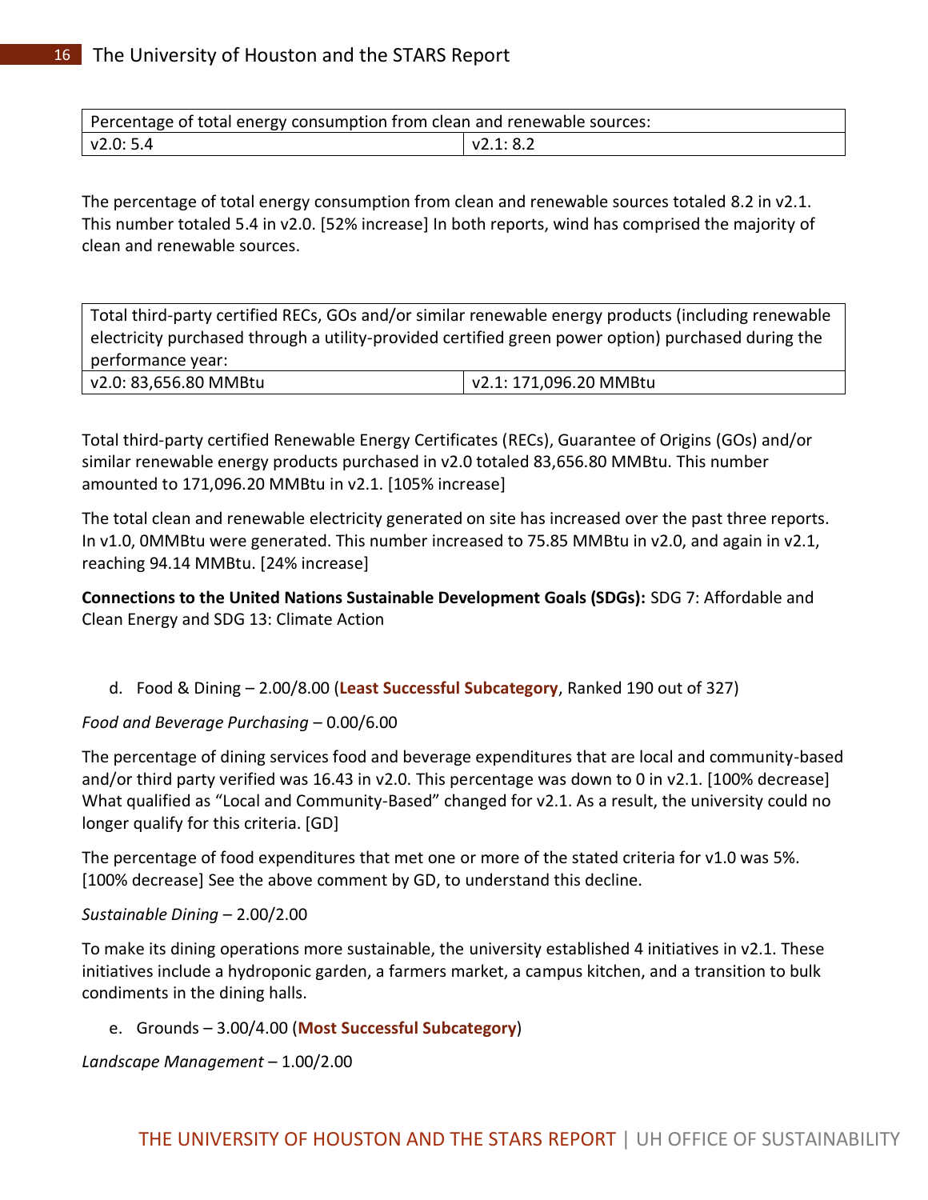| Percentage of total energy consumption from clean and renewable sources: | |
| --- | --- |
| v2.0: 5.4 | v2.1: 8.2 |

The percentage of total energy consumption from clean and renewable sources totaled 8.2 in v2.1. This number totaled 5.4 in v2.0. [52% increase] In both reports, wind has comprised the majority of clean and renewable sources.

| Total third-party certified RECs, GOs and/or similar renewable energy products (including renewable electricity purchased through a utility-provided certified green power option) purchased during the performance year: | |
| --- | --- |
| v2.0: 83,656.80 MMBtu | v2.1: 171,096.20 MMBtu |

Total third-party certified Renewable Energy Certificates (RECs), Guarantee of Origins (GOs) and/or similar renewable energy products purchased in v2.0 totaled 83,656.80 MMBtu. This number amounted to 171,096.20 MMBtu in v2.1. [105% increase]

The total clean and renewable electricity generated on site has increased over the past three reports. In v1.0, 0MMBtu were generated. This number increased to 75.85 MMBtu in v2.0, and again in v2.1, reaching 94.14 MMBtu. [24% increase]

**Connections to the United Nations Sustainable Development Goals (SDGs):** SDG 7: Affordable and Clean Energy and SDG 13: Climate Action

d. Food & Dining – 2.00/8.00 (**Least Successful Subcategory**, Ranked 190 out of 327)

*Food and Beverage Purchasing* – 0.00/6.00

The percentage of dining services food and beverage expenditures that are local and community-based and/or third party verified was 16.43 in v2.0. This percentage was down to 0 in v2.1. [100% decrease] What qualified as "Local and Community-Based" changed for v2.1. As a result, the university could no longer qualify for this criteria. [GD]

The percentage of food expenditures that met one or more of the stated criteria for v1.0 was 5%. [100% decrease] See the above comment by GD, to understand this decline.

*Sustainable Dining* – 2.00/2.00

To make its dining operations more sustainable, the university established 4 initiatives in v2.1. These initiatives include a hydroponic garden, a farmers market, a campus kitchen, and a transition to bulk condiments in the dining halls.

e. Grounds – 3.00/4.00 (**Most Successful Subcategory**)

*Landscape Management* – 1.00/2.00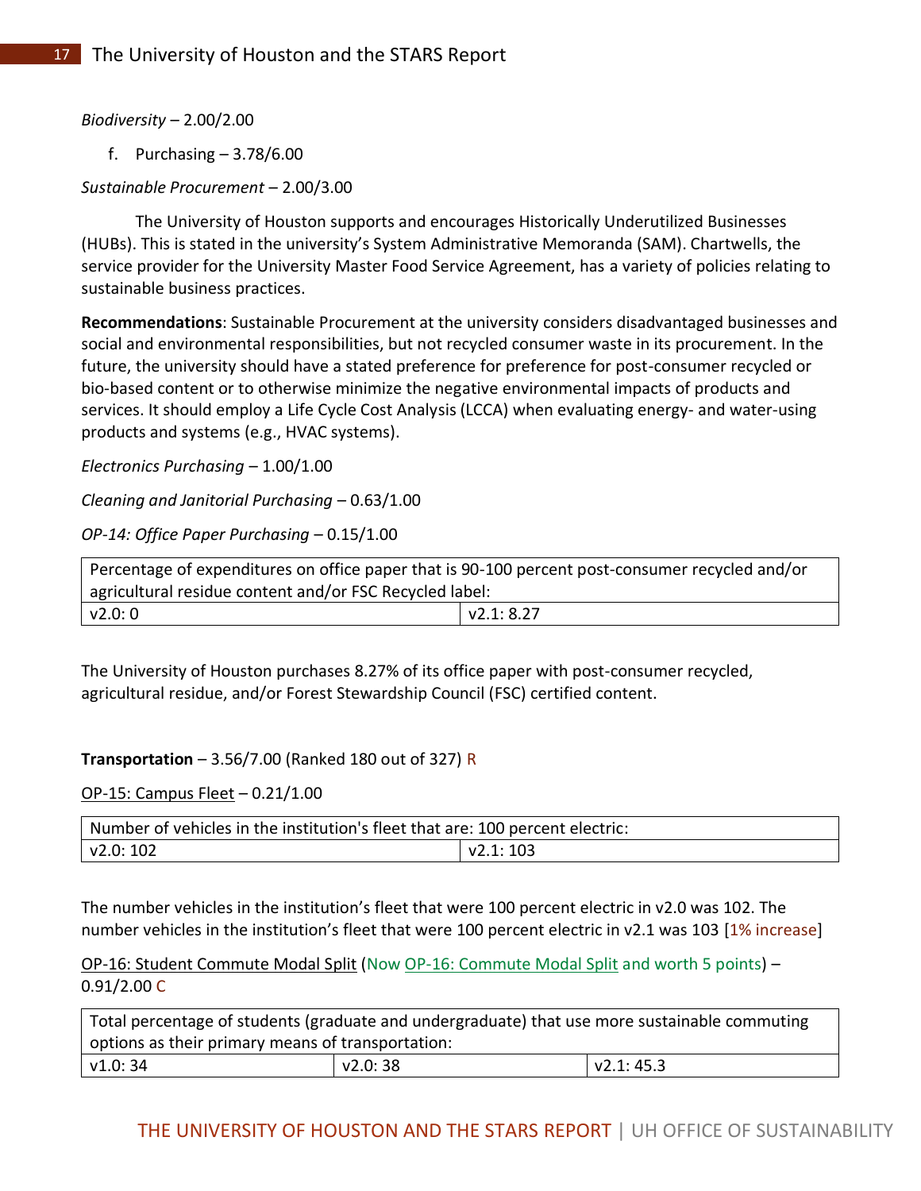*Biodiversity* – 2.00/2.00

f. Purchasing – 3.78/6.00

*Sustainable Procurement* – 2.00/3.00

The University of Houston supports and encourages Historically Underutilized Businesses (HUBs). This is stated in the university's System Administrative Memoranda (SAM). Chartwells, the service provider for the University Master Food Service Agreement, has a variety of policies relating to sustainable business practices.

**Recommendations**: Sustainable Procurement at the university considers disadvantaged businesses and social and environmental responsibilities, but not recycled consumer waste in its procurement. In the future, the university should have a stated preference for preference for post-consumer recycled or bio-based content or to otherwise minimize the negative environmental impacts of products and services. It should employ a Life Cycle Cost Analysis (LCCA) when evaluating energy- and water-using products and systems (e.g., HVAC systems).

*Electronics Purchasing* – 1.00/1.00

*Cleaning and Janitorial Purchasing* – 0.63/1.00

*OP-14: Office Paper Purchasing* – 0.15/1.00

| Percentage of expenditures on office paper that is 90-100 percent post-consumer recycled and/or agricultural residue content and/or FSC Recycled label: | |
|---|---|
| v2.0: 0 | v2.1: 8.27 |

The University of Houston purchases 8.27% of its office paper with post-consumer recycled, agricultural residue, and/or Forest Stewardship Council (FSC) certified content.

**Transportation** – 3.56/7.00 (Ranked 180 out of 327) R

OP-15: Campus Fleet – 0.21/1.00

| Number of vehicles in the institution's fleet that are: 100 percent electric: | |
|---|---|
| v2.0: 102 | v2.1: 103 |

The number vehicles in the institution's fleet that were 100 percent electric in v2.0 was 102. The number vehicles in the institution's fleet that were 100 percent electric in v2.1 was 103 [1% increase]

OP-16: Student Commute Modal Split (Now OP-16: Commute Modal Split and worth 5 points) – 0.91/2.00 C

| Total percentage of students (graduate and undergraduate) that use more sustainable commuting options as their primary means of transportation: | | |
|---|---|---|
| v1.0: 34 | v2.0: 38 | v2.1: 45.3 |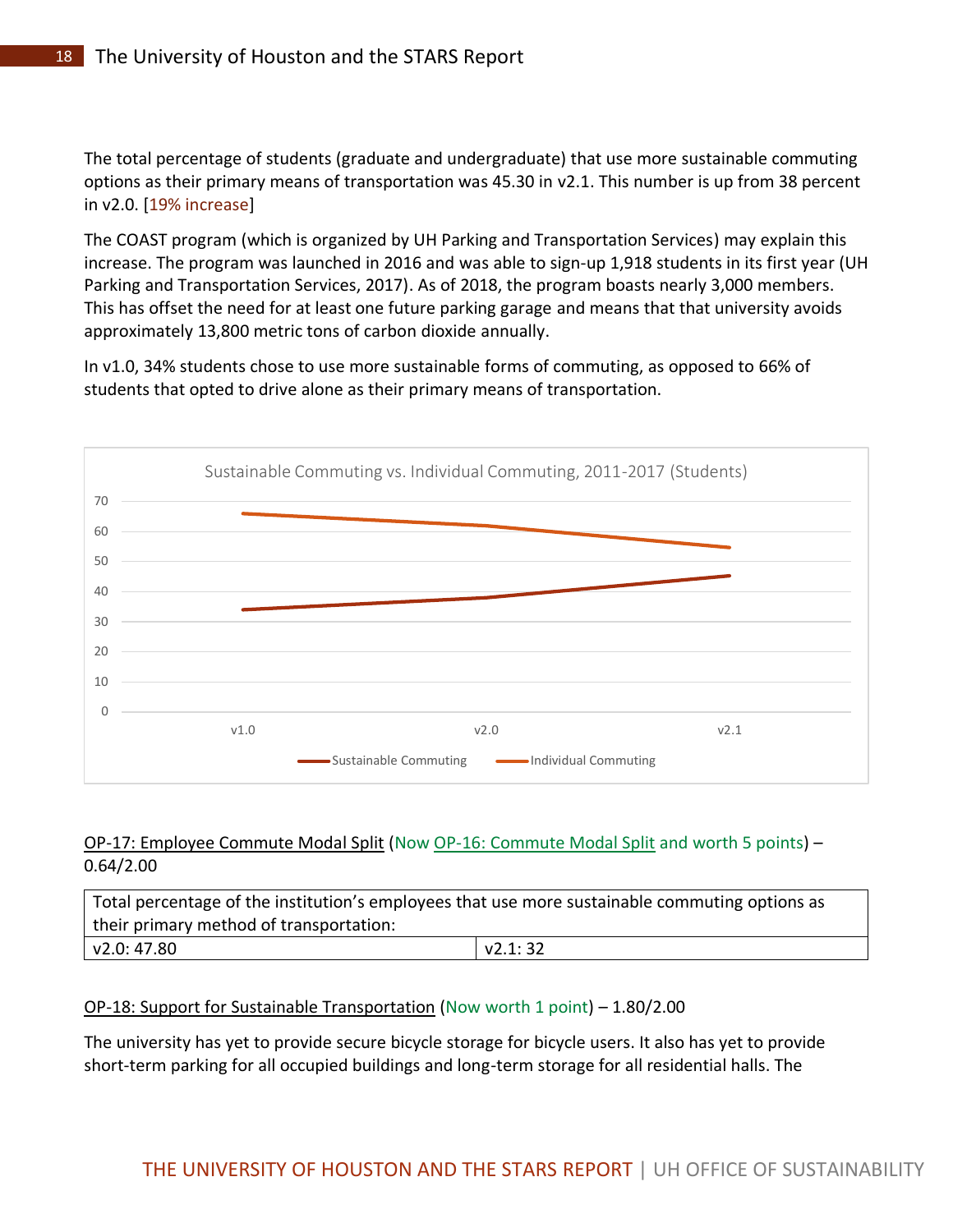The total percentage of students (graduate and undergraduate) that use more sustainable commuting options as their primary means of transportation was 45.30 in v2.1. This number is up from 38 percent in v2.0. [19% increase]

The COAST program (which is organized by UH Parking and Transportation Services) may explain this increase. The program was launched in 2016 and was able to sign-up 1,918 students in its first year (UH Parking and Transportation Services, 2017). As of 2018, the program boasts nearly 3,000 members. This has offset the need for at least one future parking garage and means that that university avoids approximately 13,800 metric tons of carbon dioxide annually.

In v1.0, 34% students chose to use more sustainable forms of commuting, as opposed to 66% of students that opted to drive alone as their primary means of transportation.

Sustainable Commuting vs. Individual Commuting, 2011-2017 (Students)

| | v1.0 | v2.0 | v2.1 |
|---|---|---|---|
| Sustainable Commuting | 34 | 38 | 45.3 |
| Individual Commuting | 66 | 62 | 54.7 |

OP-17: Employee Commute Modal Split (Now OP-16: Commute Modal Split and worth 5 points) – 0.64/2.00

| Total percentage of the institution's employees that use more sustainable commuting options as their primary method of transportation: | |
|---|---|
| v2.0: 47.80 | v2.1: 32 |

OP-18: Support for Sustainable Transportation (Now worth 1 point) – 1.80/2.00

The university has yet to provide secure bicycle storage for bicycle users. It also has yet to provide short-term parking for all occupied buildings and long-term storage for all residential halls. The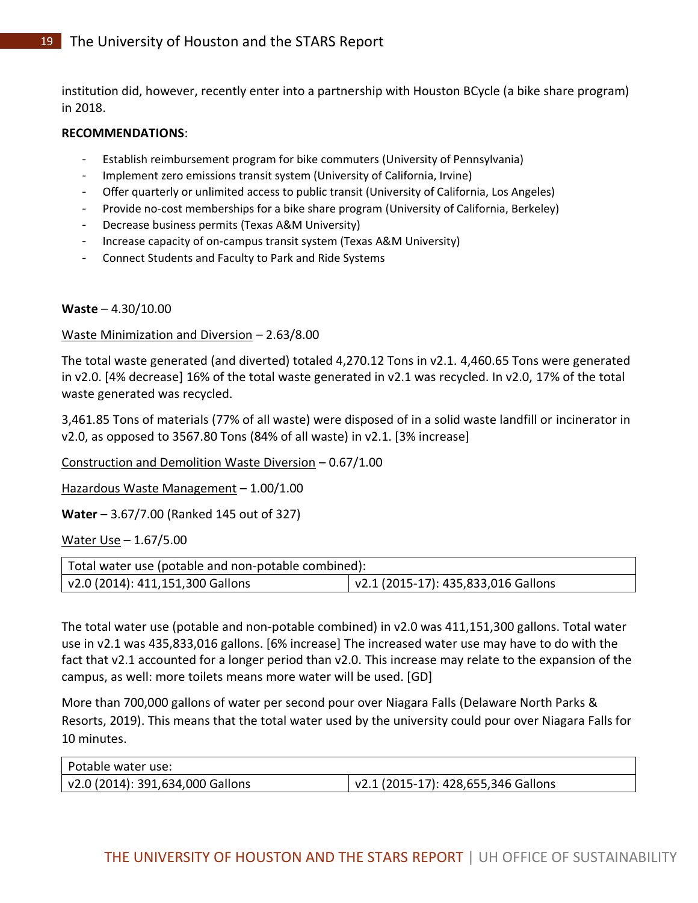institution did, however, recently enter into a partnership with Houston BCycle (a bike share program) in 2018.

**RECOMMENDATIONS**:

- Establish reimbursement program for bike commuters (University of Pennsylvania)
- Implement zero emissions transit system (University of California, Irvine)
- Offer quarterly or unlimited access to public transit (University of California, Los Angeles)
- Provide no-cost memberships for a bike share program (University of California, Berkeley)
- Decrease business permits (Texas A&M University)
- Increase capacity of on-campus transit system (Texas A&M University)
- Connect Students and Faculty to Park and Ride Systems

**Waste** – 4.30/10.00

<u>Waste Minimization and Diversion</u> – 2.63/8.00

The total waste generated (and diverted) totaled 4,270.12 Tons in v2.1. 4,460.65 Tons were generated in v2.0. [4% decrease] 16% of the total waste generated in v2.1 was recycled. In v2.0, 17% of the total waste generated was recycled.

3,461.85 Tons of materials (77% of all waste) were disposed of in a solid waste landfill or incinerator in v2.0, as opposed to 3567.80 Tons (84% of all waste) in v2.1. [3% increase]

<u>Construction and Demolition Waste Diversion</u> – 0.67/1.00

<u>Hazardous Waste Management</u> – 1.00/1.00

**Water** – 3.67/7.00 (Ranked 145 out of 327)

<u>Water Use</u> – 1.67/5.00

| Total water use (potable and non-potable combined): | |
|---|---|
| v2.0 (2014): 411,151,300 Gallons | v2.1 (2015-17): 435,833,016 Gallons |

The total water use (potable and non-potable combined) in v2.0 was 411,151,300 gallons. Total water use in v2.1 was 435,833,016 gallons. [6% increase] The increased water use may have to do with the fact that v2.1 accounted for a longer period than v2.0. This increase may relate to the expansion of the campus, as well: more toilets means more water will be used. [GD]

More than 700,000 gallons of water per second pour over Niagara Falls (Delaware North Parks & Resorts, 2019). This means that the total water used by the university could pour over Niagara Falls for 10 minutes.

| Potable water use: | |
|---|---|
| v2.0 (2014): 391,634,000 Gallons | v2.1 (2015-17): 428,655,346 Gallons |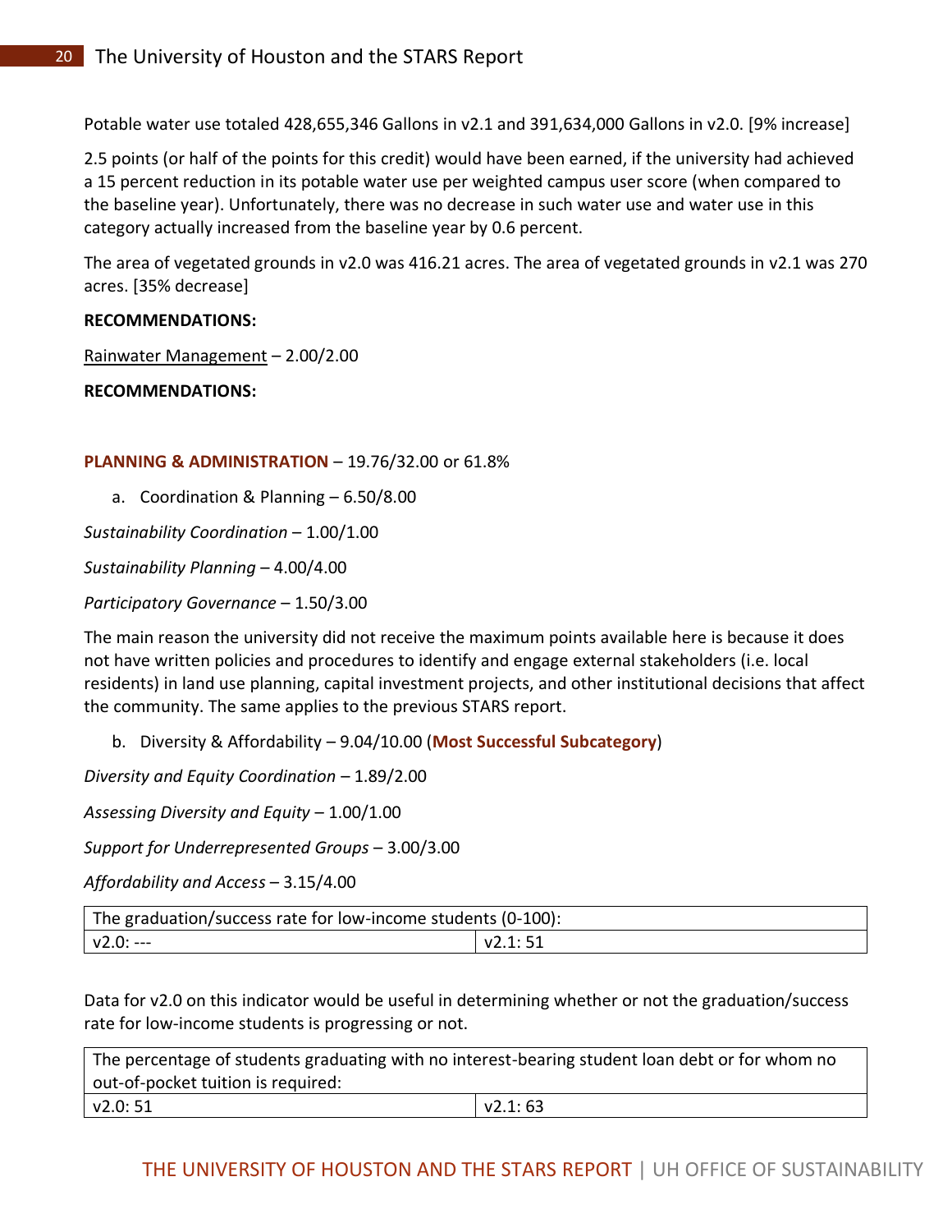Potable water use totaled 428,655,346 Gallons in v2.1 and 391,634,000 Gallons in v2.0. [9% increase]

2.5 points (or half of the points for this credit) would have been earned, if the university had achieved a 15 percent reduction in its potable water use per weighted campus user score (when compared to the baseline year). Unfortunately, there was no decrease in such water use and water use in this category actually increased from the baseline year by 0.6 percent.

The area of vegetated grounds in v2.0 was 416.21 acres. The area of vegetated grounds in v2.1 was 270 acres. [35% decrease]

**RECOMMENDATIONS:**

Rainwater Management – 2.00/2.00

**RECOMMENDATIONS:**

**PLANNING & ADMINISTRATION** – 19.76/32.00 or 61.8%

a. Coordination & Planning – 6.50/8.00

*Sustainability Coordination* – 1.00/1.00

*Sustainability Planning* – 4.00/4.00

*Participatory Governance* – 1.50/3.00

The main reason the university did not receive the maximum points available here is because it does not have written policies and procedures to identify and engage external stakeholders (i.e. local residents) in land use planning, capital investment projects, and other institutional decisions that affect the community. The same applies to the previous STARS report.

b. Diversity & Affordability – 9.04/10.00 (**Most Successful Subcategory**)

*Diversity and Equity Coordination* – 1.89/2.00

*Assessing Diversity and Equity* – 1.00/1.00

*Support for Underrepresented Groups* – 3.00/3.00

*Affordability and Access* – 3.15/4.00

| The graduation/success rate for low-income students (0-100): | |
|---|---|
| v2.0: --- | v2.1: 51 |

Data for v2.0 on this indicator would be useful in determining whether or not the graduation/success rate for low-income students is progressing or not.

| The percentage of students graduating with no interest-bearing student loan debt or for whom no out-of-pocket tuition is required: | |
|---|---|
| v2.0: 51 | v2.1: 63 |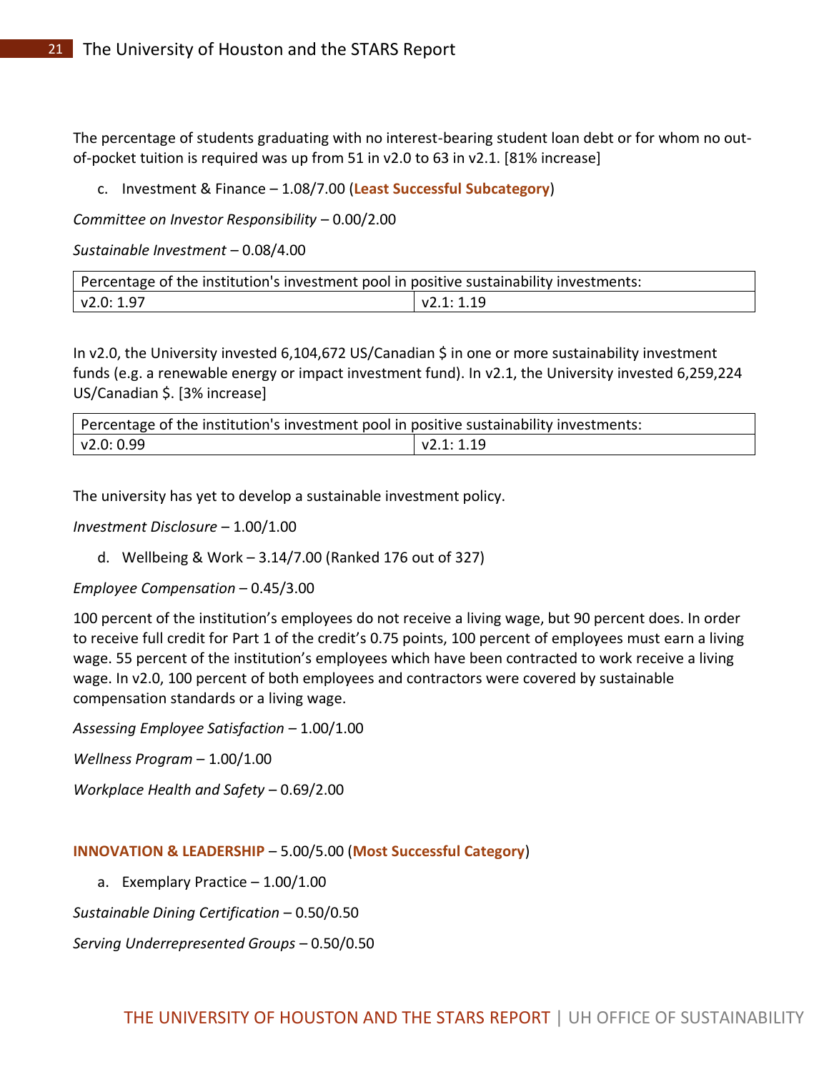The percentage of students graduating with no interest-bearing student loan debt or for whom no out-of-pocket tuition is required was up from 51 in v2.0 to 63 in v2.1. [81% increase]

c. Investment & Finance – 1.08/7.00 (**Least Successful Subcategory**)

*Committee on Investor Responsibility* – 0.00/2.00

*Sustainable Investment* – 0.08/4.00

| Percentage of the institution's investment pool in positive sustainability investments: | |
|---|---|
| v2.0: 1.97 | v2.1: 1.19 |

In v2.0, the University invested 6,104,672 US/Canadian $ in one or more sustainability investment funds (e.g. a renewable energy or impact investment fund). In v2.1, the University invested 6,259,224 US/Canadian $. [3% increase]

| Percentage of the institution's investment pool in positive sustainability investments: | |
|---|---|
| v2.0: 0.99 | v2.1: 1.19 |

The university has yet to develop a sustainable investment policy.

*Investment Disclosure* – 1.00/1.00

d. Wellbeing & Work – 3.14/7.00 (Ranked 176 out of 327)

*Employee Compensation* – 0.45/3.00

100 percent of the institution's employees do not receive a living wage, but 90 percent does. In order to receive full credit for Part 1 of the credit's 0.75 points, 100 percent of employees must earn a living wage. 55 percent of the institution's employees which have been contracted to work receive a living wage. In v2.0, 100 percent of both employees and contractors were covered by sustainable compensation standards or a living wage.

*Assessing Employee Satisfaction* – 1.00/1.00

*Wellness Program* – 1.00/1.00

*Workplace Health and Safety* – 0.69/2.00

**INNOVATION & LEADERSHIP** – 5.00/5.00 (**Most Successful Category**)

a. Exemplary Practice – 1.00/1.00

*Sustainable Dining Certification* – 0.50/0.50

*Serving Underrepresented Groups* – 0.50/0.50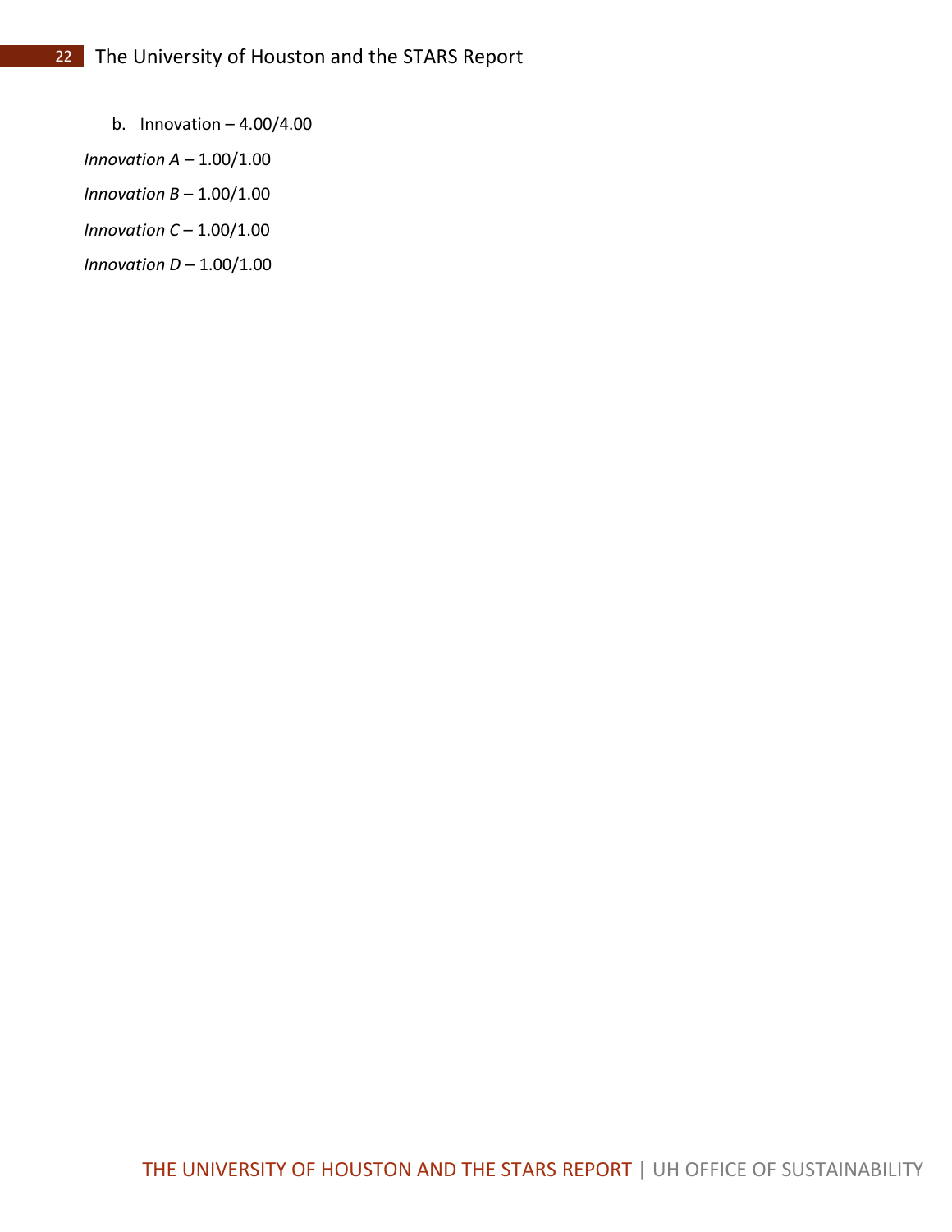b. Innovation – 4.00/4.00

*Innovation A* – 1.00/1.00

*Innovation B* – 1.00/1.00

*Innovation C* – 1.00/1.00

*Innovation D* – 1.00/1.00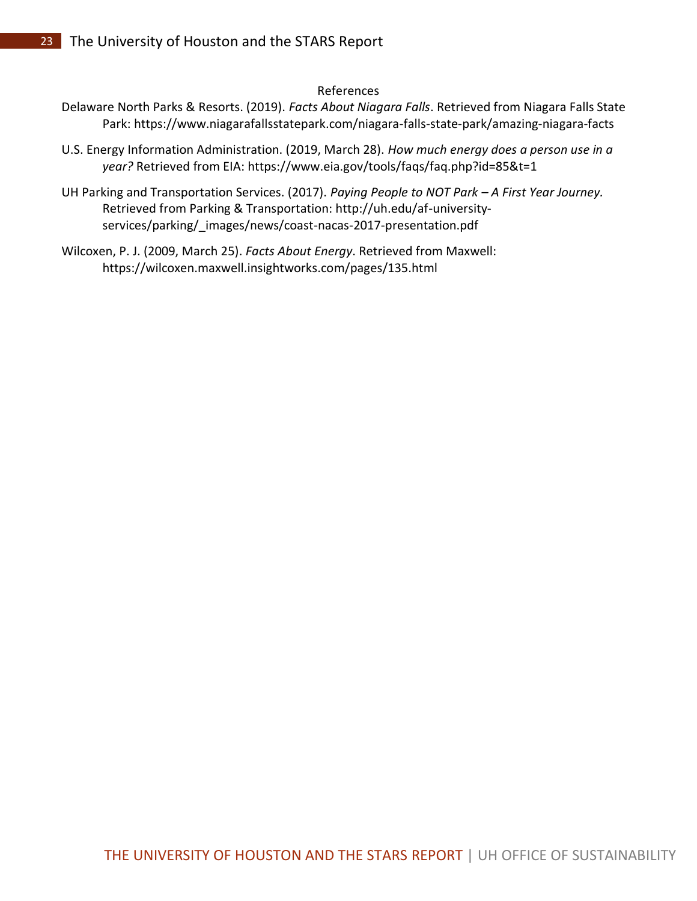# References

Delaware North Parks & Resorts. (2019). *Facts About Niagara Falls*. Retrieved from Niagara Falls State Park: https://www.niagarafallsstatepark.com/niagara-falls-state-park/amazing-niagara-facts

U.S. Energy Information Administration. (2019, March 28). *How much energy does a person use in a year?* Retrieved from EIA: https://www.eia.gov/tools/faqs/faq.php?id=85&t=1

UH Parking and Transportation Services. (2017). *Paying People to NOT Park – A First Year Journey.* Retrieved from Parking & Transportation: http://uh.edu/af-university-services/parking/_images/news/coast-nacas-2017-presentation.pdf

Wilcoxen, P. J. (2009, March 25). *Facts About Energy*. Retrieved from Maxwell: https://wilcoxen.maxwell.insightworks.com/pages/135.html